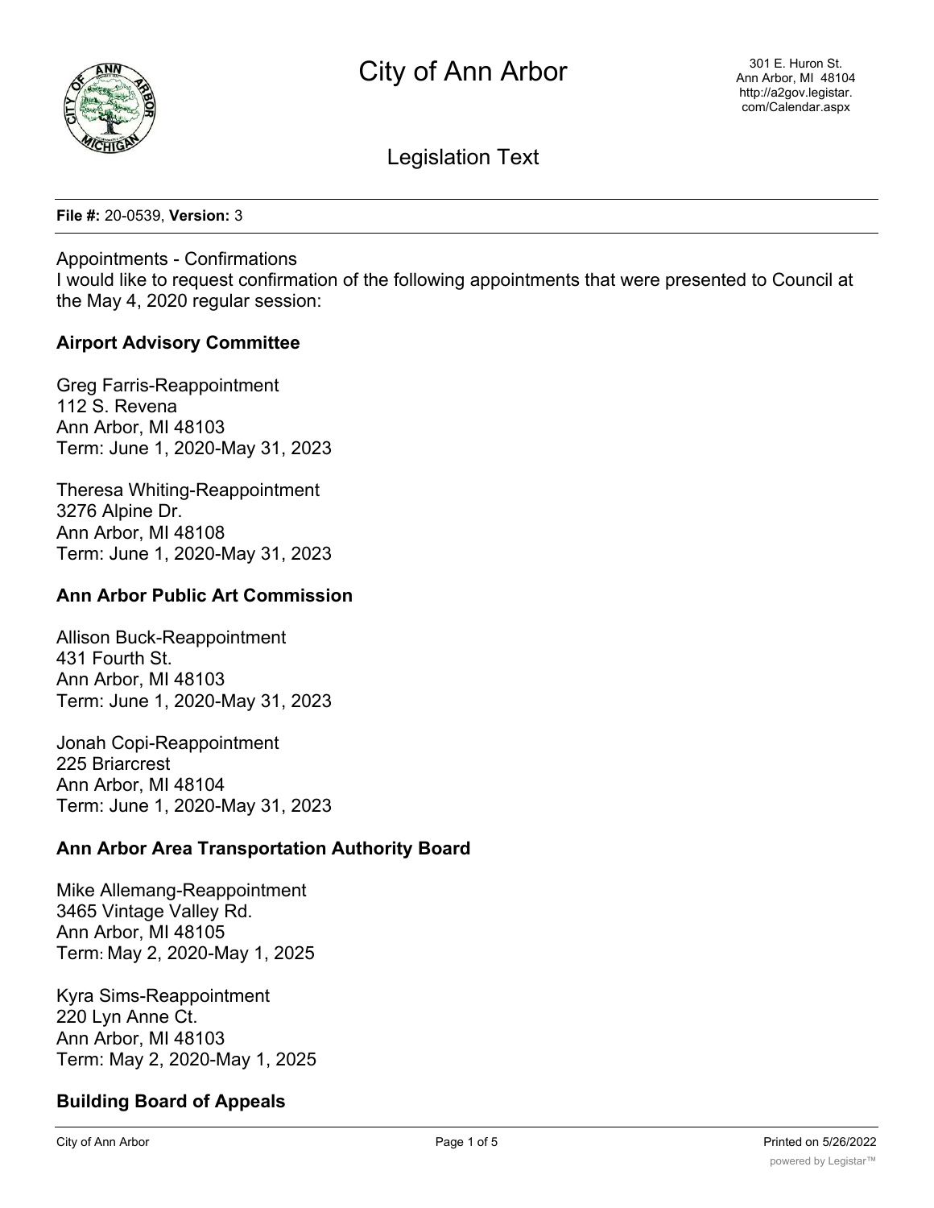# City of Ann Arbor

301 E. Huron St.
Ann Arbor, MI 48104
http://a2gov.legistar.com/Calendar.aspx

## Legislation Text

**File #:** 20-0539, **Version:** 3

Appointments - Confirmations
I would like to request confirmation of the following appointments that were presented to Council at the May 4, 2020 regular session:

**Airport Advisory Committee**

Greg Farris-Reappointment
112 S. Revena
Ann Arbor, MI 48103
Term: June 1, 2020-May 31, 2023

Theresa Whiting-Reappointment
3276 Alpine Dr.
Ann Arbor, MI 48108
Term: June 1, 2020-May 31, 2023

**Ann Arbor Public Art Commission**

Allison Buck-Reappointment
431 Fourth St.
Ann Arbor, MI 48103
Term: June 1, 2020-May 31, 2023

Jonah Copi-Reappointment
225 Briarcrest
Ann Arbor, MI 48104
Term: June 1, 2020-May 31, 2023

**Ann Arbor Area Transportation Authority Board**

Mike Allemang-Reappointment
3465 Vintage Valley Rd.
Ann Arbor, MI 48105
Term: May 2, 2020-May 1, 2025

Kyra Sims-Reappointment
220 Lyn Anne Ct.
Ann Arbor, MI 48103
Term: May 2, 2020-May 1, 2025

**Building Board of Appeals**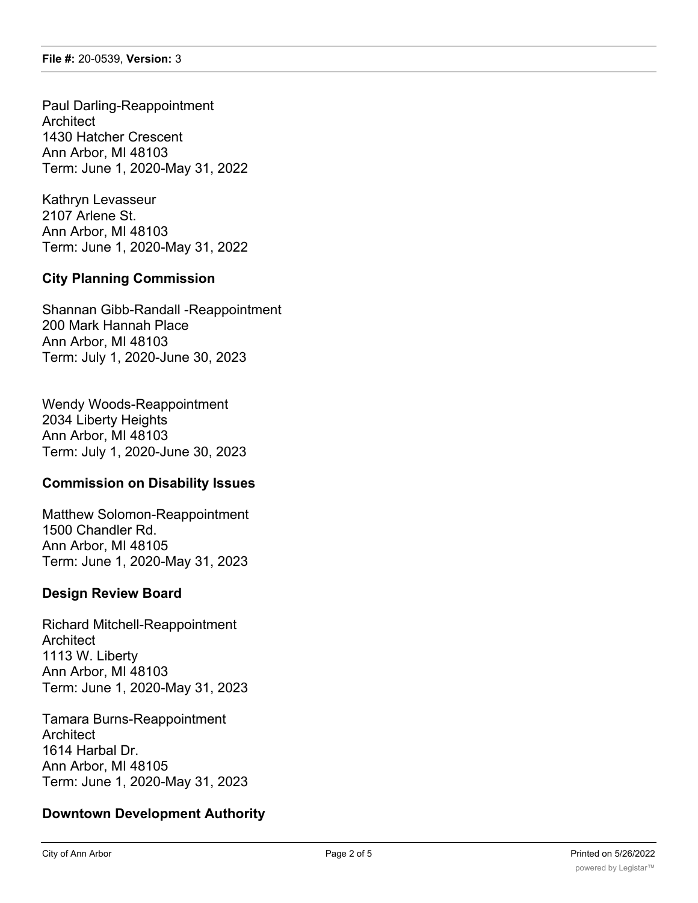Paul Darling-Reappointment
Architect
1430 Hatcher Crescent
Ann Arbor, MI 48103
Term: June 1, 2020-May 31, 2022

Kathryn Levasseur
2107 Arlene St.
Ann Arbor, MI 48103
Term: June 1, 2020-May 31, 2022

**City Planning Commission**

Shannan Gibb-Randall -Reappointment
200 Mark Hannah Place
Ann Arbor, MI 48103
Term: July 1, 2020-June 30, 2023

Wendy Woods-Reappointment
2034 Liberty Heights
Ann Arbor, MI 48103
Term: July 1, 2020-June 30, 2023

**Commission on Disability Issues**

Matthew Solomon-Reappointment
1500 Chandler Rd.
Ann Arbor, MI 48105
Term: June 1, 2020-May 31, 2023

**Design Review Board**

Richard Mitchell-Reappointment
Architect
1113 W. Liberty
Ann Arbor, MI 48103
Term: June 1, 2020-May 31, 2023

Tamara Burns-Reappointment
Architect
1614 Harbal Dr.
Ann Arbor, MI 48105
Term: June 1, 2020-May 31, 2023

**Downtown Development Authority**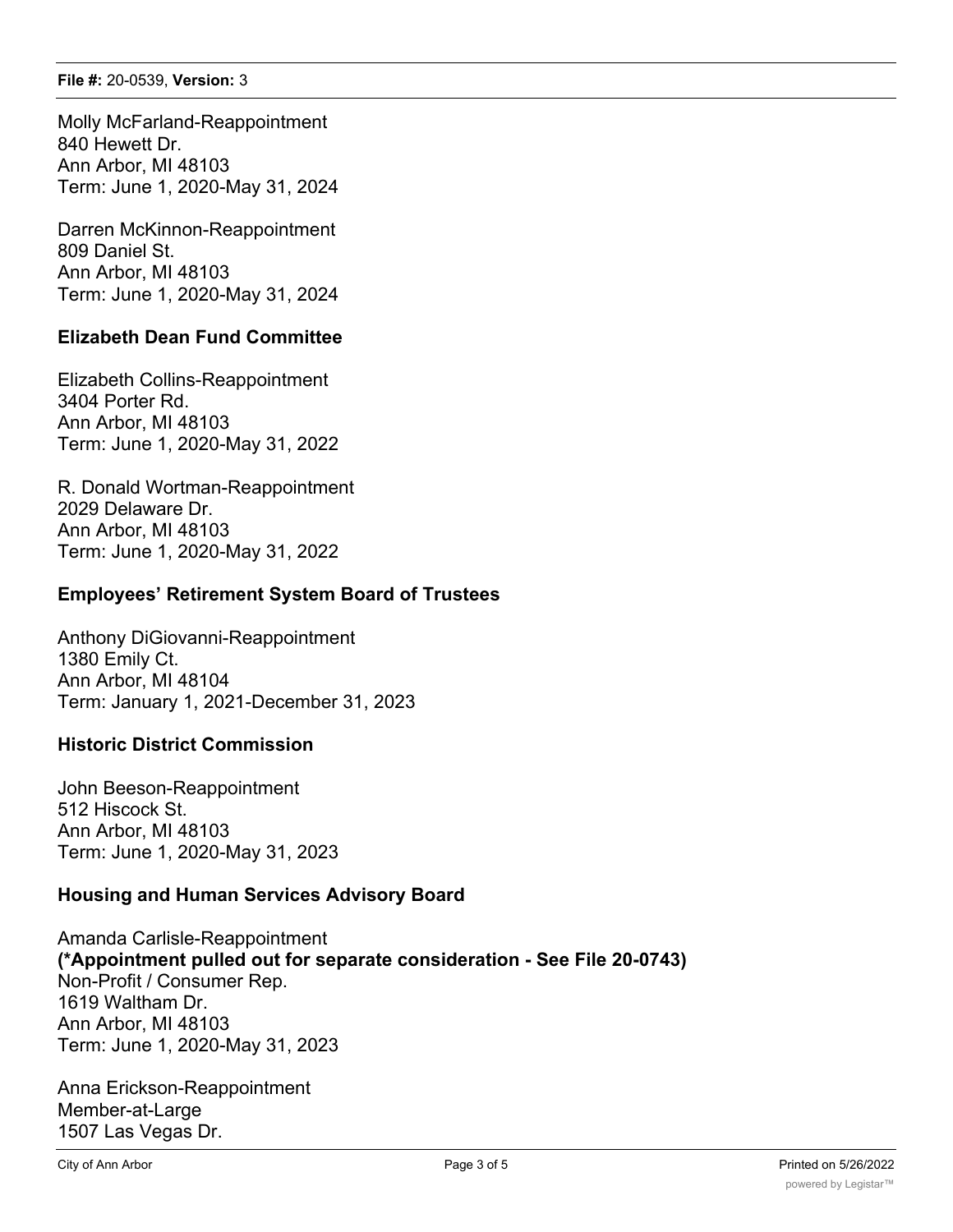Molly McFarland-Reappointment
840 Hewett Dr.
Ann Arbor, MI 48103
Term: June 1, 2020-May 31, 2024

Darren McKinnon-Reappointment
809 Daniel St.
Ann Arbor, MI 48103
Term: June 1, 2020-May 31, 2024

**Elizabeth Dean Fund Committee**

Elizabeth Collins-Reappointment
3404 Porter Rd.
Ann Arbor, MI 48103
Term: June 1, 2020-May 31, 2022

R. Donald Wortman-Reappointment
2029 Delaware Dr.
Ann Arbor, MI 48103
Term: June 1, 2020-May 31, 2022

**Employees' Retirement System Board of Trustees**

Anthony DiGiovanni-Reappointment
1380 Emily Ct.
Ann Arbor, MI 48104
Term: January 1, 2021-December 31, 2023

**Historic District Commission**

John Beeson-Reappointment
512 Hiscock St.
Ann Arbor, MI 48103
Term: June 1, 2020-May 31, 2023

**Housing and Human Services Advisory Board**

Amanda Carlisle-Reappointment
**(*Appointment pulled out for separate consideration - See File 20-0743)**
Non-Profit / Consumer Rep.
1619 Waltham Dr.
Ann Arbor, MI 48103
Term: June 1, 2020-May 31, 2023

Anna Erickson-Reappointment
Member-at-Large
1507 Las Vegas Dr.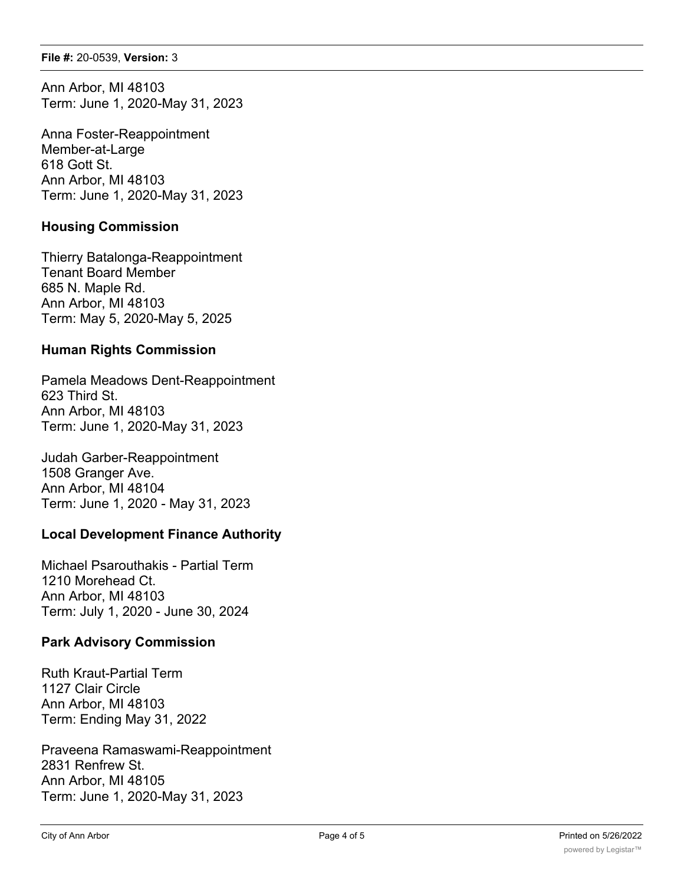Ann Arbor, MI 48103
Term: June 1, 2020-May 31, 2023

Anna Foster-Reappointment
Member-at-Large
618 Gott St.
Ann Arbor, MI 48103
Term: June 1, 2020-May 31, 2023

**Housing Commission**

Thierry Batalonga-Reappointment
Tenant Board Member
685 N. Maple Rd.
Ann Arbor, MI 48103
Term: May 5, 2020-May 5, 2025

**Human Rights Commission**

Pamela Meadows Dent-Reappointment
623 Third St.
Ann Arbor, MI 48103
Term: June 1, 2020-May 31, 2023

Judah Garber-Reappointment
1508 Granger Ave.
Ann Arbor, MI 48104
Term: June 1, 2020 - May 31, 2023

**Local Development Finance Authority**

Michael Psarouthakis - Partial Term
1210 Morehead Ct.
Ann Arbor, MI 48103
Term: July 1, 2020 - June 30, 2024

**Park Advisory Commission**

Ruth Kraut-Partial Term
1127 Clair Circle
Ann Arbor, MI 48103
Term: Ending May 31, 2022

Praveena Ramaswami-Reappointment
2831 Renfrew St.
Ann Arbor, MI 48105
Term: June 1, 2020-May 31, 2023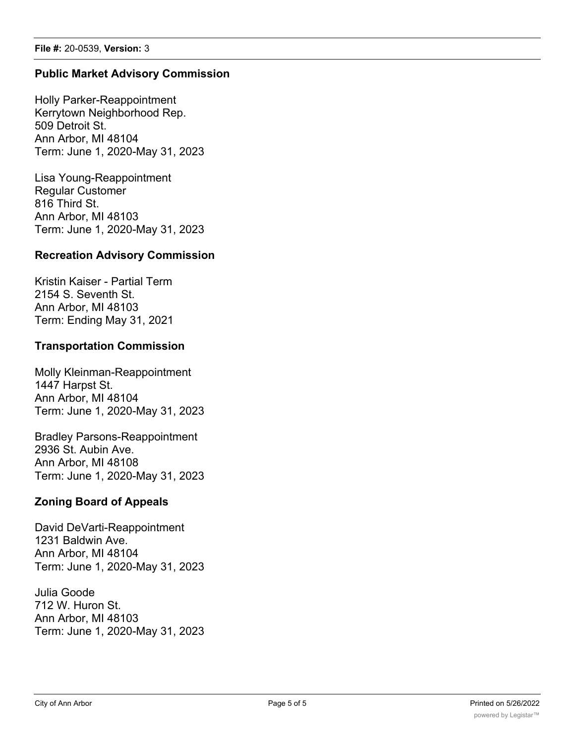### Public Market Advisory Commission

Holly Parker-Reappointment
Kerrytown Neighborhood Rep.
509 Detroit St.
Ann Arbor, MI 48104
Term: June 1, 2020-May 31, 2023

Lisa Young-Reappointment
Regular Customer
816 Third St.
Ann Arbor, MI 48103
Term: June 1, 2020-May 31, 2023

### Recreation Advisory Commission

Kristin Kaiser - Partial Term
2154 S. Seventh St.
Ann Arbor, MI 48103
Term: Ending May 31, 2021

### Transportation Commission

Molly Kleinman-Reappointment
1447 Harpst St.
Ann Arbor, MI 48104
Term: June 1, 2020-May 31, 2023

Bradley Parsons-Reappointment
2936 St. Aubin Ave.
Ann Arbor, MI 48108
Term: June 1, 2020-May 31, 2023

### Zoning Board of Appeals

David DeVarti-Reappointment
1231 Baldwin Ave.
Ann Arbor, MI 48104
Term: June 1, 2020-May 31, 2023

Julia Goode
712 W. Huron St.
Ann Arbor, MI 48103
Term: June 1, 2020-May 31, 2023